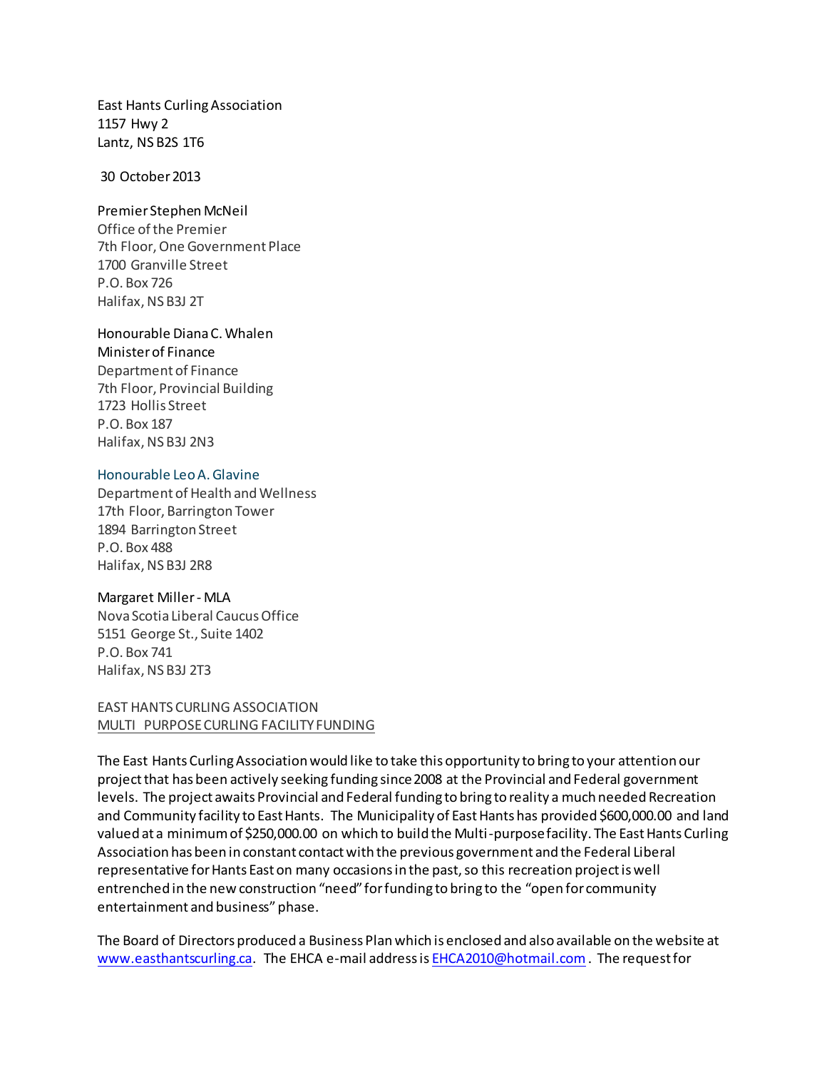East Hants Curling Association
1157 Hwy 2
Lantz, NS B2S 1T6

30 October 2013

Premier Stephen McNeil
Office of the Premier
7th Floor, One Government Place
1700 Granville Street
P.O. Box 726
Halifax, NS B3J 2T

Honourable Diana C. Whalen
Minister of Finance
Department of Finance
7th Floor, Provincial Building
1723 Hollis Street
P.O. Box 187
Halifax, NS B3J 2N3

Honourable Leo A. Glavine
Department of Health and Wellness
17th Floor, Barrington Tower
1894 Barrington Street
P.O. Box 488
Halifax, NS B3J 2R8

Margaret Miller - MLA
Nova Scotia Liberal Caucus Office
5151 George St., Suite 1402
P.O. Box 741
Halifax, NS B3J 2T3

EAST HANTS CURLING ASSOCIATION
<u>MULTI PURPOSE CURLING FACILITY FUNDING</u>

The East Hants Curling Association would like to take this opportunity to bring to your attention our project that has been actively seeking funding since 2008 at the Provincial and Federal government levels. The project awaits Provincial and Federal funding to bring to reality a much needed Recreation and Community facility to East Hants. The Municipality of East Hants has provided $600,000.00 and land valued at a minimum of $250,000.00 on which to build the Multi-purpose facility. The East Hants Curling Association has been in constant contact with the previous government and the Federal Liberal representative for Hants East on many occasions in the past, so this recreation project is well entrenched in the new construction "need" for funding to bring to the "open for community entertainment and business" phase.

The Board of Directors produced a Business Plan which is enclosed and also available on the website at [www.easthantscurling.ca](http://www.easthantscurling.ca). The EHCA e-mail address is [EHCA2010@hotmail.com](mailto:EHCA2010@hotmail.com). The request for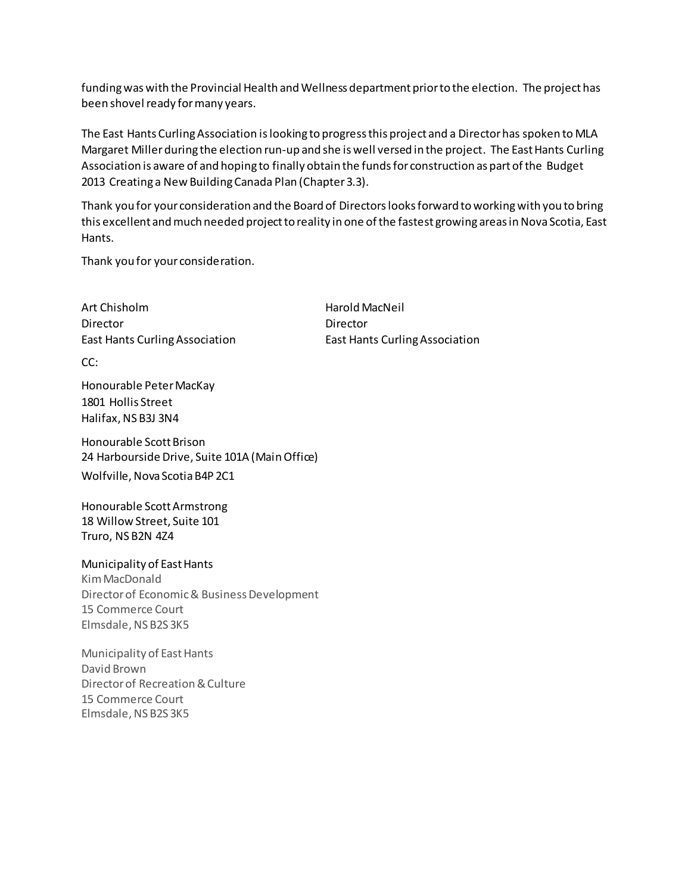funding was with the Provincial Health and Wellness department prior to the election. The project has been shovel ready for many years.

The East Hants Curling Association is looking to progress this project and a Director has spoken to MLA Margaret Miller during the election run-up and she is well versed in the project. The East Hants Curling Association is aware of and hoping to finally obtain the funds for construction as part of the Budget 2013 Creating a New Building Canada Plan (Chapter 3.3).

Thank you for your consideration and the Board of Directors looks forward to working with you to bring this excellent and much needed project to reality in one of the fastest growing areas in Nova Scotia, East Hants.

Thank you for your consideration.

Art Chisholm
Director
East Hants Curling Association

Harold MacNeil
Director
East Hants Curling Association

CC:

Honourable Peter MacKay
1801 Hollis Street
Halifax, NS B3J 3N4

Honourable Scott Brison
24 Harbourside Drive, Suite 101A (Main Office)
Wolfville, Nova Scotia B4P 2C1

Honourable Scott Armstrong
18 Willow Street, Suite 101
Truro, NS B2N 4Z4

Municipality of East Hants
Kim MacDonald
Director of Economic & Business Development
15 Commerce Court
Elmsdale, NS B2S 3K5

Municipality of East Hants
David Brown
Director of Recreation & Culture
15 Commerce Court
Elmsdale, NS B2S 3K5